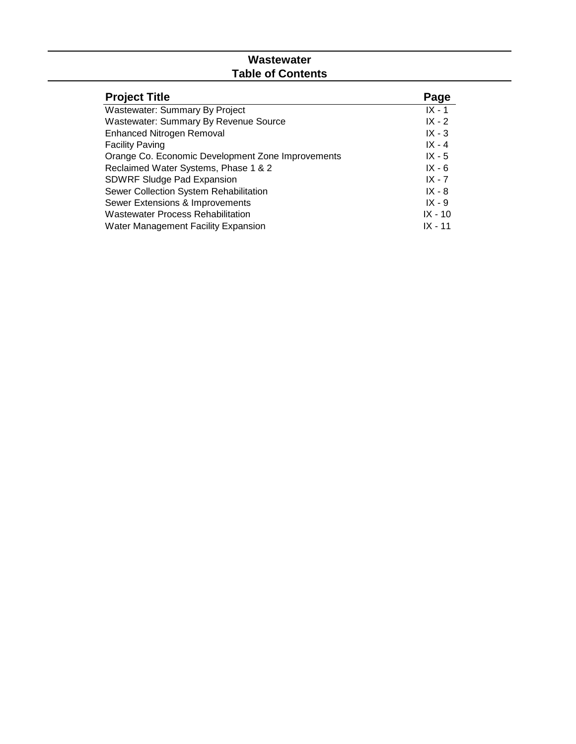# Wastewater
## Table of Contents

| Project Title | Page |
| --- | --- |
| Wastewater: Summary By Project | IX - 1 |
| Wastewater: Summary By Revenue Source | IX - 2 |
| Enhanced Nitrogen Removal | IX - 3 |
| Facility Paving | IX - 4 |
| Orange Co. Economic Development Zone Improvements | IX - 5 |
| Reclaimed Water Systems, Phase 1 & 2 | IX - 6 |
| SDWRF Sludge Pad Expansion | IX - 7 |
| Sewer Collection System Rehabilitation | IX - 8 |
| Sewer Extensions & Improvements | IX - 9 |
| Wastewater Process Rehabilitation | IX - 10 |
| Water Management Facility Expansion | IX - 11 |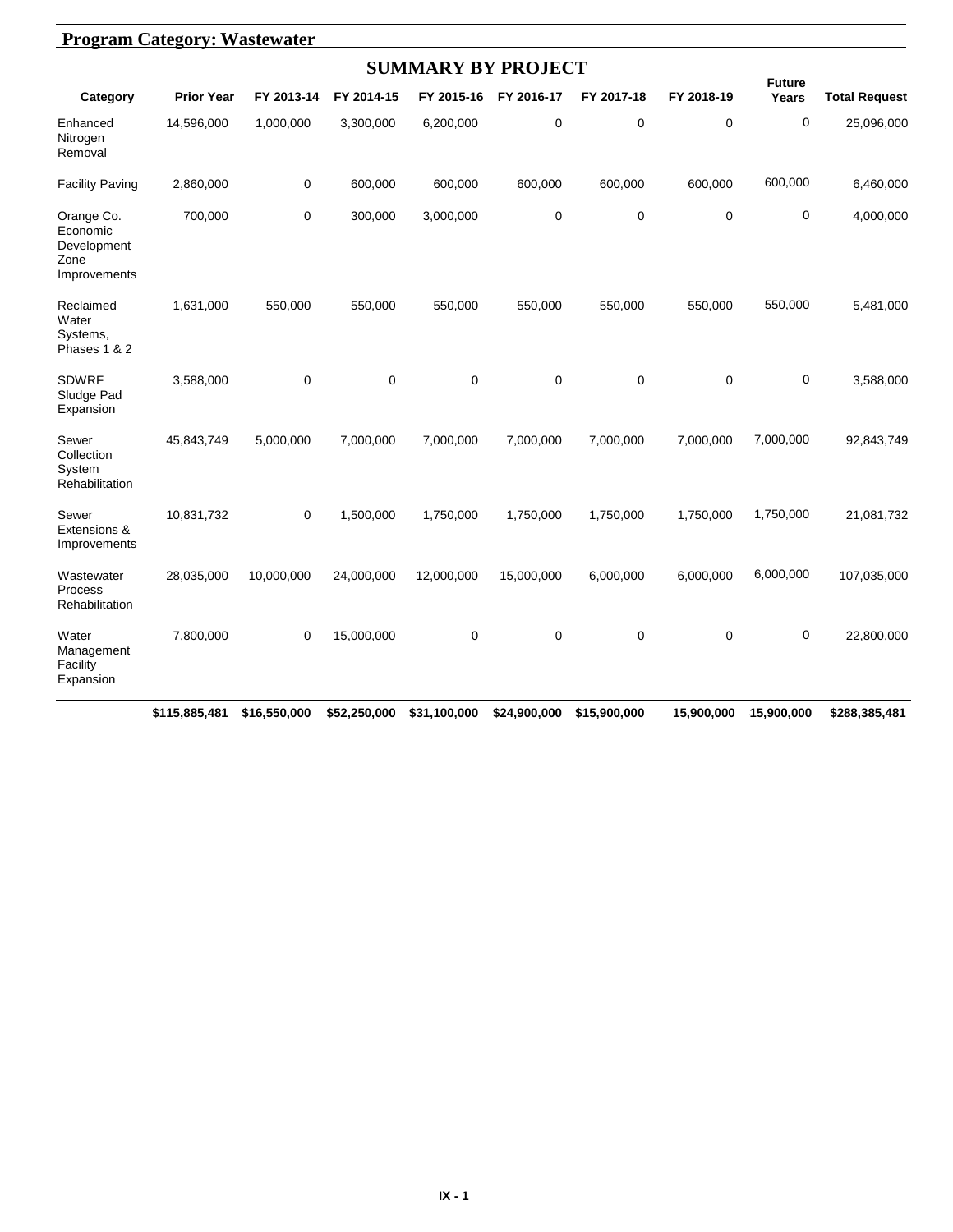## Program Category: Wastewater

### SUMMARY BY PROJECT

| Category | Prior Year | FY 2013-14 | FY 2014-15 | FY 2015-16 | FY 2016-17 | FY 2017-18 | FY 2018-19 | Future Years | Total Request |
|---|---|---|---|---|---|---|---|---|---|
| Enhanced Nitrogen Removal | 14,596,000 | 1,000,000 | 3,300,000 | 6,200,000 | 0 | 0 | 0 | 0 | 25,096,000 |
| Facility Paving | 2,860,000 | 0 | 600,000 | 600,000 | 600,000 | 600,000 | 600,000 | 600,000 | 6,460,000 |
| Orange Co. Economic Development Zone Improvements | 700,000 | 0 | 300,000 | 3,000,000 | 0 | 0 | 0 | 0 | 4,000,000 |
| Reclaimed Water Systems, Phases 1 & 2 | 1,631,000 | 550,000 | 550,000 | 550,000 | 550,000 | 550,000 | 550,000 | 550,000 | 5,481,000 |
| SDWRF Sludge Pad Expansion | 3,588,000 | 0 | 0 | 0 | 0 | 0 | 0 | 0 | 3,588,000 |
| Sewer Collection System Rehabilitation | 45,843,749 | 5,000,000 | 7,000,000 | 7,000,000 | 7,000,000 | 7,000,000 | 7,000,000 | 7,000,000 | 92,843,749 |
| Sewer Extensions & Improvements | 10,831,732 | 0 | 1,500,000 | 1,750,000 | 1,750,000 | 1,750,000 | 1,750,000 | 1,750,000 | 21,081,732 |
| Wastewater Process Rehabilitation | 28,035,000 | 10,000,000 | 24,000,000 | 12,000,000 | 15,000,000 | 6,000,000 | 6,000,000 | 6,000,000 | 107,035,000 |
| Water Management Facility Expansion | 7,800,000 | 0 | 15,000,000 | 0 | 0 | 0 | 0 | 0 | 22,800,000 |
| | **$115,885,481** | **$16,550,000** | **$52,250,000** | **$31,100,000** | **$24,900,000** | **$15,900,000** | **15,900,000** | **15,900,000** | **$288,385,481** |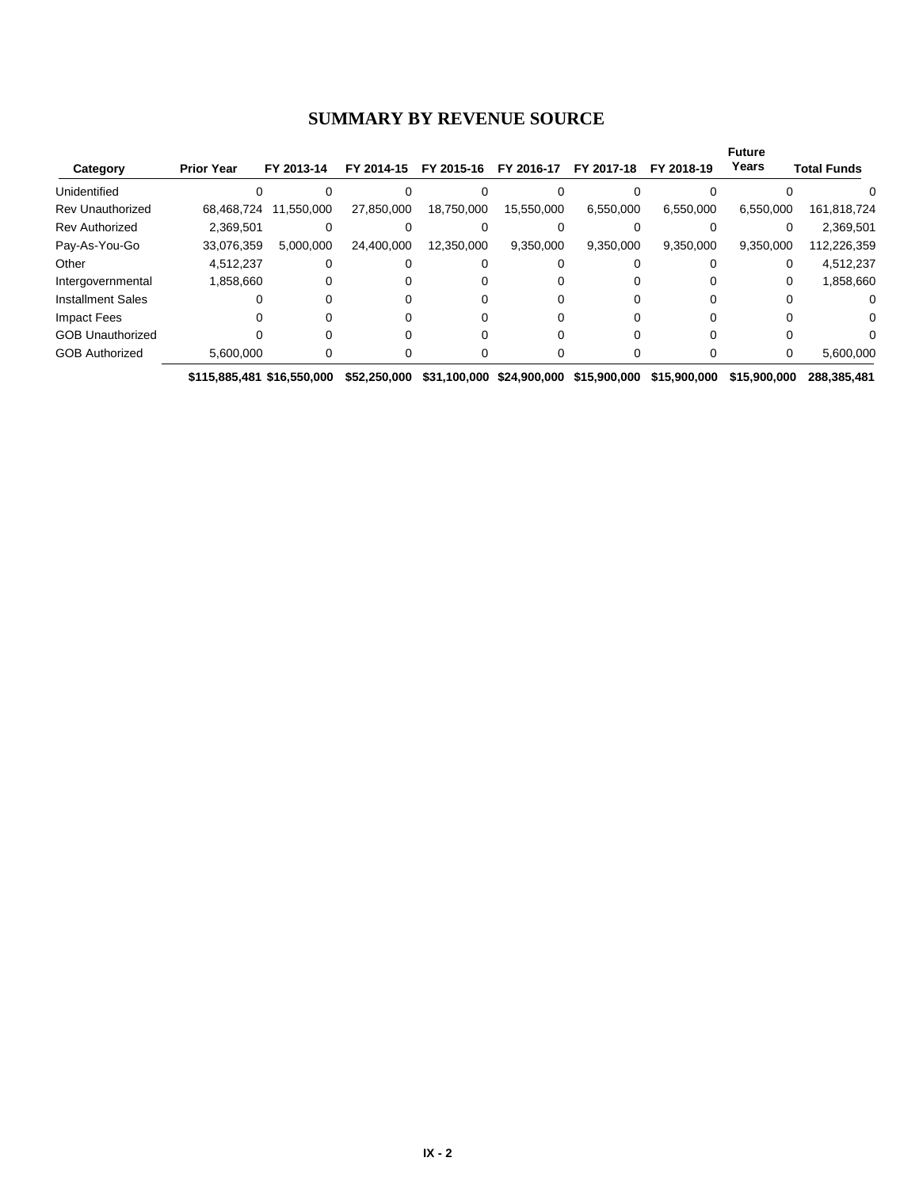# SUMMARY BY REVENUE SOURCE

| Category | Prior Year | FY 2013-14 | FY 2014-15 | FY 2015-16 | FY 2016-17 | FY 2017-18 | FY 2018-19 | Future Years | Total Funds |
|---|---|---|---|---|---|---|---|---|---|
| Unidentified | 0 | 0 | 0 | 0 | 0 | 0 | 0 | 0 | 0 |
| Rev Unauthorized | 68,468,724 | 11,550,000 | 27,850,000 | 18,750,000 | 15,550,000 | 6,550,000 | 6,550,000 | 6,550,000 | 161,818,724 |
| Rev Authorized | 2,369,501 | 0 | 0 | 0 | 0 | 0 | 0 | 0 | 2,369,501 |
| Pay-As-You-Go | 33,076,359 | 5,000,000 | 24,400,000 | 12,350,000 | 9,350,000 | 9,350,000 | 9,350,000 | 9,350,000 | 112,226,359 |
| Other | 4,512,237 | 0 | 0 | 0 | 0 | 0 | 0 | 0 | 4,512,237 |
| Intergovernmental | 1,858,660 | 0 | 0 | 0 | 0 | 0 | 0 | 0 | 1,858,660 |
| Installment Sales | 0 | 0 | 0 | 0 | 0 | 0 | 0 | 0 | 0 |
| Impact Fees | 0 | 0 | 0 | 0 | 0 | 0 | 0 | 0 | 0 |
| GOB Unauthorized | 0 | 0 | 0 | 0 | 0 | 0 | 0 | 0 | 0 |
| GOB Authorized | 5,600,000 | 0 | 0 | 0 | 0 | 0 | 0 | 0 | 5,600,000 |
| | **$115,885,481** | **$16,550,000** | **$52,250,000** | **$31,100,000** | **$24,900,000** | **$15,900,000** | **$15,900,000** | **$15,900,000** | **288,385,481** |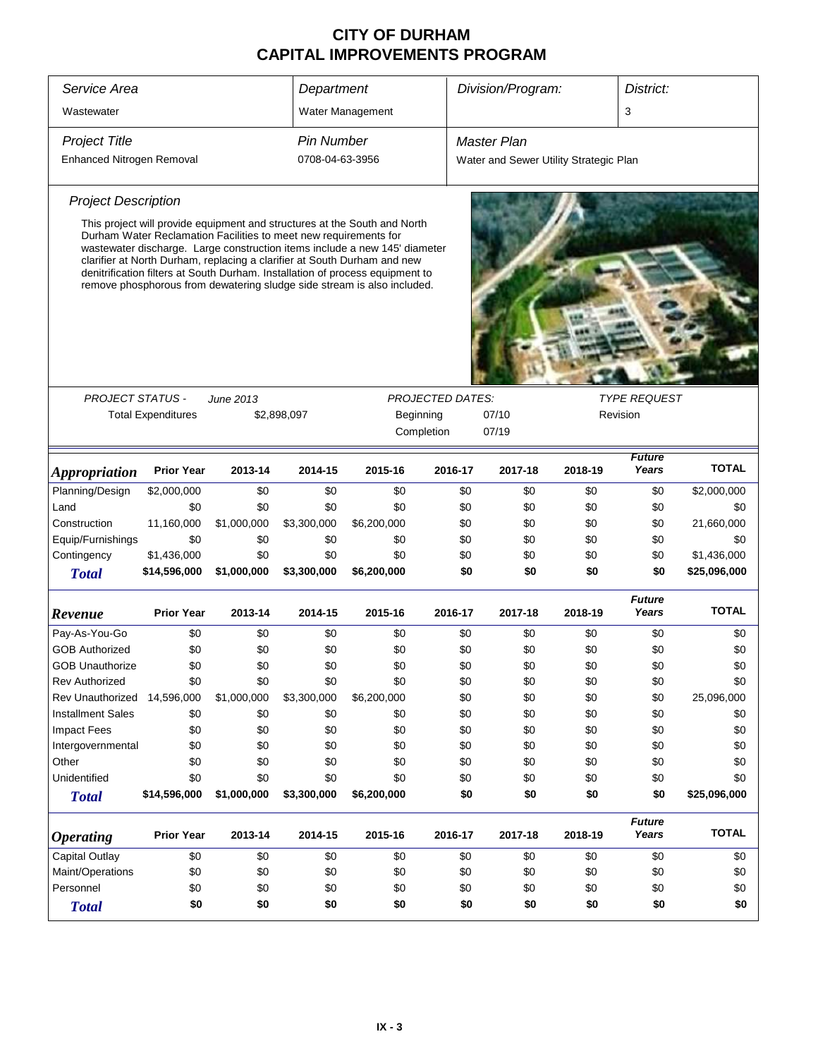# CITY OF DURHAM
# CAPITAL IMPROVEMENTS PROGRAM

| *Service Area* | *Department* | *Division/Program:* | *District:* |
|---|---|---|---|
| Wastewater | Water Management | | 3 |
| *Project Title* | *Pin Number* | *Master Plan* | |
| Enhanced Nitrogen Removal | 0708-04-63-3956 | Water and Sewer Utility Strategic Plan | |

*Project Description*

This project will provide equipment and structures at the South and North Durham Water Reclamation Facilities to meet new requirements for wastewater discharge. Large construction items include a new 145' diameter clarifier at North Durham, replacing a clarifier at South Durham and new denitrification filters at South Durham. Installation of process equipment to remove phosphorous from dewatering sludge side stream is also included.

*PROJECT STATUS -* *June 2013*

Total Expenditures $2,898,097

*PROJECTED DATES:*

Beginning 07/10

Completion 07/19

*TYPE REQUEST*

Revision

| *Appropriation* | Prior Year | 2013-14 | 2014-15 | 2015-16 | 2016-17 | 2017-18 | 2018-19 | *Future Years* | TOTAL |
|---|---|---|---|---|---|---|---|---|---|
| Planning/Design | $2,000,000 | $0 | $0 | $0 | $0 | $0 | $0 | $0 | $2,000,000 |
| Land | $0 | $0 | $0 | $0 | $0 | $0 | $0 | $0 | $0 |
| Construction | 11,160,000 | $1,000,000 | $3,300,000 | $6,200,000 | $0 | $0 | $0 | $0 | 21,660,000 |
| Equip/Furnishings | $0 | $0 | $0 | $0 | $0 | $0 | $0 | $0 | $0 |
| Contingency | $1,436,000 | $0 | $0 | $0 | $0 | $0 | $0 | $0 | $1,436,000 |
| **Total** | **$14,596,000** | **$1,000,000** | **$3,300,000** | **$6,200,000** | **$0** | **$0** | **$0** | **$0** | **$25,096,000** |

| *Revenue* | Prior Year | 2013-14 | 2014-15 | 2015-16 | 2016-17 | 2017-18 | 2018-19 | *Future Years* | TOTAL |
|---|---|---|---|---|---|---|---|---|---|
| Pay-As-You-Go | $0 | $0 | $0 | $0 | $0 | $0 | $0 | $0 | $0 |
| GOB Authorized | $0 | $0 | $0 | $0 | $0 | $0 | $0 | $0 | $0 |
| GOB Unauthorize | $0 | $0 | $0 | $0 | $0 | $0 | $0 | $0 | $0 |
| Rev Authorized | $0 | $0 | $0 | $0 | $0 | $0 | $0 | $0 | $0 |
| Rev Unauthorized | 14,596,000 | $1,000,000 | $3,300,000 | $6,200,000 | $0 | $0 | $0 | $0 | 25,096,000 |
| Installment Sales | $0 | $0 | $0 | $0 | $0 | $0 | $0 | $0 | $0 |
| Impact Fees | $0 | $0 | $0 | $0 | $0 | $0 | $0 | $0 | $0 |
| Intergovernmental | $0 | $0 | $0 | $0 | $0 | $0 | $0 | $0 | $0 |
| Other | $0 | $0 | $0 | $0 | $0 | $0 | $0 | $0 | $0 |
| Unidentified | $0 | $0 | $0 | $0 | $0 | $0 | $0 | $0 | $0 |
| **Total** | **$14,596,000** | **$1,000,000** | **$3,300,000** | **$6,200,000** | **$0** | **$0** | **$0** | **$0** | **$25,096,000** |

| *Operating* | Prior Year | 2013-14 | 2014-15 | 2015-16 | 2016-17 | 2017-18 | 2018-19 | *Future Years* | TOTAL |
|---|---|---|---|---|---|---|---|---|---|
| Capital Outlay | $0 | $0 | $0 | $0 | $0 | $0 | $0 | $0 | $0 |
| Maint/Operations | $0 | $0 | $0 | $0 | $0 | $0 | $0 | $0 | $0 |
| Personnel | $0 | $0 | $0 | $0 | $0 | $0 | $0 | $0 | $0 |
| **Total** | **$0** | **$0** | **$0** | **$0** | **$0** | **$0** | **$0** | **$0** | **$0** |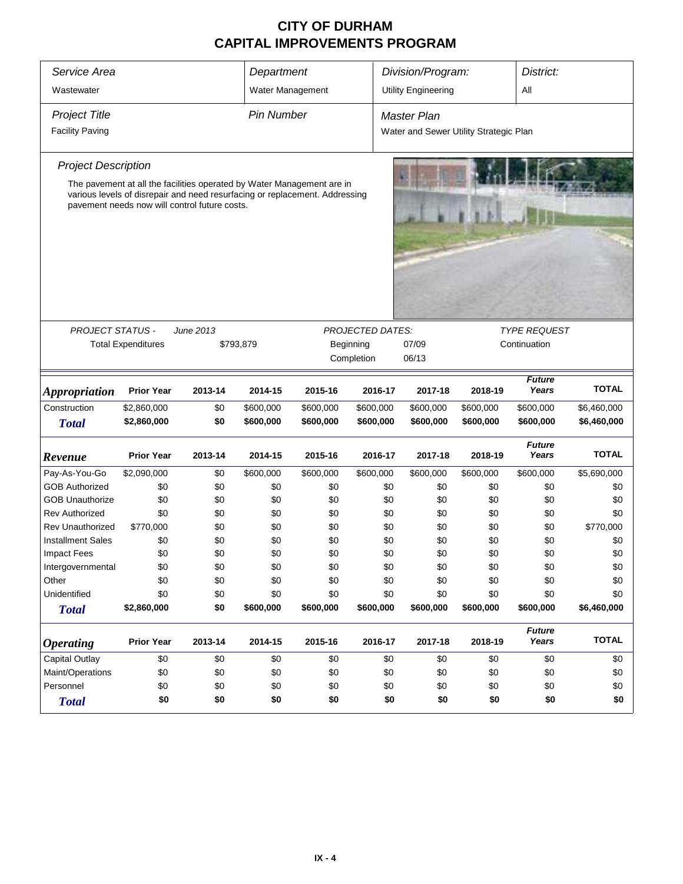# CITY OF DURHAM
## CAPITAL IMPROVEMENTS PROGRAM

| *Service Area* | *Department* | *Division/Program:* | *District:* |
|---|---|---|---|
| Wastewater | Water Management | Utility Engineering | All |

| *Project Title* | *Pin Number* | *Master Plan* |
|---|---|---|
| Facility Paving | | Water and Sewer Utility Strategic Plan |

### *Project Description*

The pavement at all the facilities operated by Water Management are in various levels of disrepair and need resurfacing or replacement. Addressing pavement needs now will control future costs.

| *PROJECT STATUS -* | *June 2013* | *PROJECTED DATES:* | | *TYPE REQUEST* |
|---|---|---|---|---|
| Total Expenditures | $793,879 | Beginning | 07/09 | Continuation |
| | | Completion | 06/13 | |

| ***Appropriation*** | **Prior Year** | **2013-14** | **2014-15** | **2015-16** | **2016-17** | **2017-18** | **2018-19** | ***Future Years*** | **TOTAL** |
|---|---|---|---|---|---|---|---|---|---|
| Construction | $2,860,000 | $0 | $600,000 | $600,000 | $600,000 | $600,000 | $600,000 | $600,000 | $6,460,000 |
| ***Total*** | **$2,860,000** | **$0** | **$600,000** | **$600,000** | **$600,000** | **$600,000** | **$600,000** | **$600,000** | **$6,460,000** |

| ***Revenue*** | **Prior Year** | **2013-14** | **2014-15** | **2015-16** | **2016-17** | **2017-18** | **2018-19** | ***Future Years*** | **TOTAL** |
|---|---|---|---|---|---|---|---|---|---|
| Pay-As-You-Go | $2,090,000 | $0 | $600,000 | $600,000 | $600,000 | $600,000 | $600,000 | $600,000 | $5,690,000 |
| GOB Authorized | $0 | $0 | $0 | $0 | $0 | $0 | $0 | $0 | $0 |
| GOB Unauthorize | $0 | $0 | $0 | $0 | $0 | $0 | $0 | $0 | $0 |
| Rev Authorized | $0 | $0 | $0 | $0 | $0 | $0 | $0 | $0 | $0 |
| Rev Unauthorized | $770,000 | $0 | $0 | $0 | $0 | $0 | $0 | $0 | $770,000 |
| Installment Sales | $0 | $0 | $0 | $0 | $0 | $0 | $0 | $0 | $0 |
| Impact Fees | $0 | $0 | $0 | $0 | $0 | $0 | $0 | $0 | $0 |
| Intergovernmental | $0 | $0 | $0 | $0 | $0 | $0 | $0 | $0 | $0 |
| Other | $0 | $0 | $0 | $0 | $0 | $0 | $0 | $0 | $0 |
| Unidentified | $0 | $0 | $0 | $0 | $0 | $0 | $0 | $0 | $0 |
| ***Total*** | **$2,860,000** | **$0** | **$600,000** | **$600,000** | **$600,000** | **$600,000** | **$600,000** | **$600,000** | **$6,460,000** |

| ***Operating*** | **Prior Year** | **2013-14** | **2014-15** | **2015-16** | **2016-17** | **2017-18** | **2018-19** | ***Future Years*** | **TOTAL** |
|---|---|---|---|---|---|---|---|---|---|
| Capital Outlay | $0 | $0 | $0 | $0 | $0 | $0 | $0 | $0 | $0 |
| Maint/Operations | $0 | $0 | $0 | $0 | $0 | $0 | $0 | $0 | $0 |
| Personnel | $0 | $0 | $0 | $0 | $0 | $0 | $0 | $0 | $0 |
| ***Total*** | **$0** | **$0** | **$0** | **$0** | **$0** | **$0** | **$0** | **$0** | **$0** |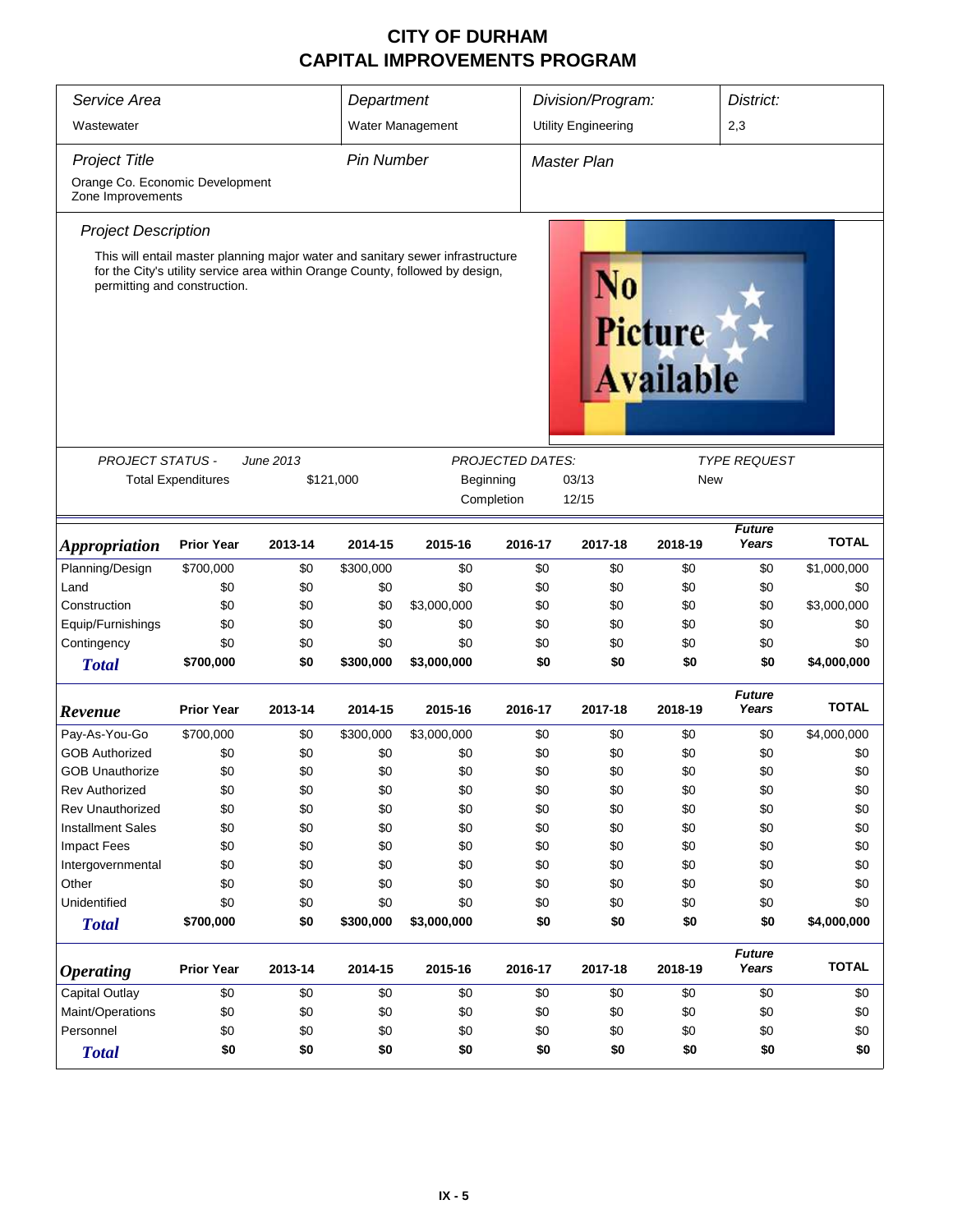# CITY OF DURHAM
# CAPITAL IMPROVEMENTS PROGRAM

| Service Area | Department | Division/Program: | District: |
|---|---|---|---|
| Wastewater | Water Management | Utility Engineering | 2,3 |

| Project Title | Pin Number | Master Plan |
|---|---|---|
| Orange Co. Economic Development Zone Improvements | | |

**Project Description**

This will entail master planning major water and sanitary sewer infrastructure for the City's utility service area within Orange County, followed by design, permitting and construction.

| PROJECT STATUS - | June 2013 | PROJECTED DATES: | | TYPE REQUEST |
|---|---|---|---|---|
| Total Expenditures | $121,000 | Beginning | 03/13 | New |
| | | Completion | 12/15 | |

| Appropriation | Prior Year | 2013-14 | 2014-15 | 2015-16 | 2016-17 | 2017-18 | 2018-19 | Future Years | TOTAL |
|---|---|---|---|---|---|---|---|---|---|
| Planning/Design | $700,000 | $0 | $300,000 | $0 | $0 | $0 | $0 | $0 | $1,000,000 |
| Land | $0 | $0 | $0 | $0 | $0 | $0 | $0 | $0 | $0 |
| Construction | $0 | $0 | $0 | $3,000,000 | $0 | $0 | $0 | $0 | $3,000,000 |
| Equip/Furnishings | $0 | $0 | $0 | $0 | $0 | $0 | $0 | $0 | $0 |
| Contingency | $0 | $0 | $0 | $0 | $0 | $0 | $0 | $0 | $0 |
| **Total** | **$700,000** | **$0** | **$300,000** | **$3,000,000** | **$0** | **$0** | **$0** | **$0** | **$4,000,000** |

| Revenue | Prior Year | 2013-14 | 2014-15 | 2015-16 | 2016-17 | 2017-18 | 2018-19 | Future Years | TOTAL |
|---|---|---|---|---|---|---|---|---|---|
| Pay-As-You-Go | $700,000 | $0 | $300,000 | $3,000,000 | $0 | $0 | $0 | $0 | $4,000,000 |
| GOB Authorized | $0 | $0 | $0 | $0 | $0 | $0 | $0 | $0 | $0 |
| GOB Unauthorize | $0 | $0 | $0 | $0 | $0 | $0 | $0 | $0 | $0 |
| Rev Authorized | $0 | $0 | $0 | $0 | $0 | $0 | $0 | $0 | $0 |
| Rev Unauthorized | $0 | $0 | $0 | $0 | $0 | $0 | $0 | $0 | $0 |
| Installment Sales | $0 | $0 | $0 | $0 | $0 | $0 | $0 | $0 | $0 |
| Impact Fees | $0 | $0 | $0 | $0 | $0 | $0 | $0 | $0 | $0 |
| Intergovernmental | $0 | $0 | $0 | $0 | $0 | $0 | $0 | $0 | $0 |
| Other | $0 | $0 | $0 | $0 | $0 | $0 | $0 | $0 | $0 |
| Unidentified | $0 | $0 | $0 | $0 | $0 | $0 | $0 | $0 | $0 |
| **Total** | **$700,000** | **$0** | **$300,000** | **$3,000,000** | **$0** | **$0** | **$0** | **$0** | **$4,000,000** |

| Operating | Prior Year | 2013-14 | 2014-15 | 2015-16 | 2016-17 | 2017-18 | 2018-19 | Future Years | TOTAL |
|---|---|---|---|---|---|---|---|---|---|
| Capital Outlay | $0 | $0 | $0 | $0 | $0 | $0 | $0 | $0 | $0 |
| Maint/Operations | $0 | $0 | $0 | $0 | $0 | $0 | $0 | $0 | $0 |
| Personnel | $0 | $0 | $0 | $0 | $0 | $0 | $0 | $0 | $0 |
| **Total** | **$0** | **$0** | **$0** | **$0** | **$0** | **$0** | **$0** | **$0** | **$0** |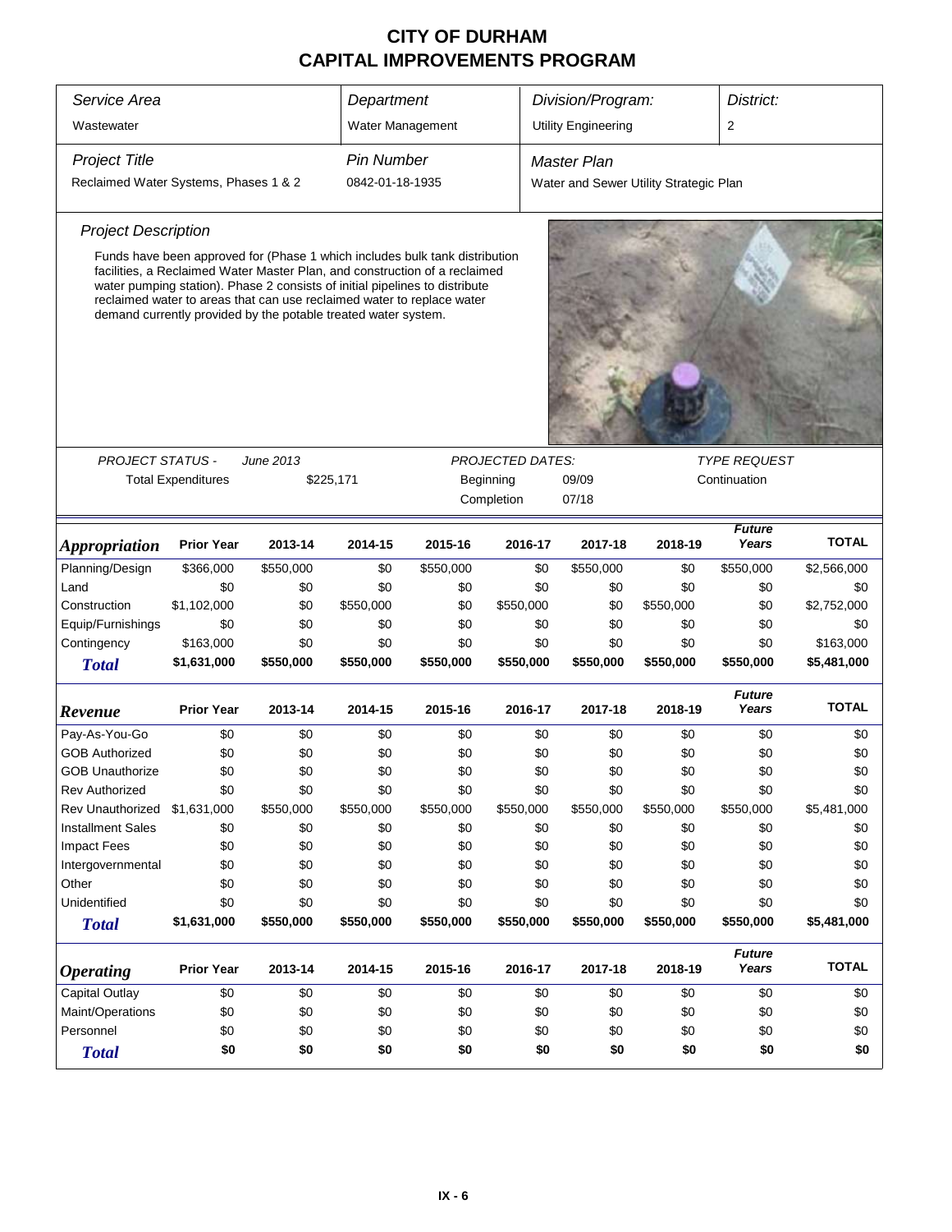# CITY OF DURHAM
## CAPITAL IMPROVEMENTS PROGRAM

| Service Area | Department | Division/Program: | District: |
|---|---|---|---|
| Wastewater | Water Management | Utility Engineering | 2 |

| Project Title | Pin Number | Master Plan |
|---|---|---|
| Reclaimed Water Systems, Phases 1 & 2 | 0842-01-18-1935 | Water and Sewer Utility Strategic Plan |

### Project Description

Funds have been approved for (Phase 1 which includes bulk tank distribution facilities, a Reclaimed Water Master Plan, and construction of a reclaimed water pumping station). Phase 2 consists of initial pipelines to distribute reclaimed water to areas that can use reclaimed water to replace water demand currently provided by the potable treated water system.

| PROJECT STATUS - | June 2013 | PROJECTED DATES: | | TYPE REQUEST |
|---|---|---|---|---|
| Total Expenditures | $225,171 | Beginning | 09/09 | Continuation |
| | | Completion | 07/18 | |

| *Appropriation* | Prior Year | 2013-14 | 2014-15 | 2015-16 | 2016-17 | 2017-18 | 2018-19 | Future Years | TOTAL |
|---|---|---|---|---|---|---|---|---|---|
| Planning/Design | $366,000 | $550,000 | $0 | $550,000 | $0 | $550,000 | $0 | $550,000 | $2,566,000 |
| Land | $0 | $0 | $0 | $0 | $0 | $0 | $0 | $0 | $0 |
| Construction | $1,102,000 | $0 | $550,000 | $0 | $550,000 | $0 | $550,000 | $0 | $2,752,000 |
| Equip/Furnishings | $0 | $0 | $0 | $0 | $0 | $0 | $0 | $0 | $0 |
| Contingency | $163,000 | $0 | $0 | $0 | $0 | $0 | $0 | $0 | $163,000 |
| ***Total*** | **$1,631,000** | **$550,000** | **$550,000** | **$550,000** | **$550,000** | **$550,000** | **$550,000** | **$550,000** | **$5,481,000** |

| *Revenue* | Prior Year | 2013-14 | 2014-15 | 2015-16 | 2016-17 | 2017-18 | 2018-19 | Future Years | TOTAL |
|---|---|---|---|---|---|---|---|---|---|
| Pay-As-You-Go | $0 | $0 | $0 | $0 | $0 | $0 | $0 | $0 | $0 |
| GOB Authorized | $0 | $0 | $0 | $0 | $0 | $0 | $0 | $0 | $0 |
| GOB Unauthorize | $0 | $0 | $0 | $0 | $0 | $0 | $0 | $0 | $0 |
| Rev Authorized | $0 | $0 | $0 | $0 | $0 | $0 | $0 | $0 | $0 |
| Rev Unauthorized | $1,631,000 | $550,000 | $550,000 | $550,000 | $550,000 | $550,000 | $550,000 | $550,000 | $5,481,000 |
| Installment Sales | $0 | $0 | $0 | $0 | $0 | $0 | $0 | $0 | $0 |
| Impact Fees | $0 | $0 | $0 | $0 | $0 | $0 | $0 | $0 | $0 |
| Intergovernmental | $0 | $0 | $0 | $0 | $0 | $0 | $0 | $0 | $0 |
| Other | $0 | $0 | $0 | $0 | $0 | $0 | $0 | $0 | $0 |
| Unidentified | $0 | $0 | $0 | $0 | $0 | $0 | $0 | $0 | $0 |
| ***Total*** | **$1,631,000** | **$550,000** | **$550,000** | **$550,000** | **$550,000** | **$550,000** | **$550,000** | **$550,000** | **$5,481,000** |

| *Operating* | Prior Year | 2013-14 | 2014-15 | 2015-16 | 2016-17 | 2017-18 | 2018-19 | Future Years | TOTAL |
|---|---|---|---|---|---|---|---|---|---|
| Capital Outlay | $0 | $0 | $0 | $0 | $0 | $0 | $0 | $0 | $0 |
| Maint/Operations | $0 | $0 | $0 | $0 | $0 | $0 | $0 | $0 | $0 |
| Personnel | $0 | $0 | $0 | $0 | $0 | $0 | $0 | $0 | $0 |
| ***Total*** | **$0** | **$0** | **$0** | **$0** | **$0** | **$0** | **$0** | **$0** | **$0** |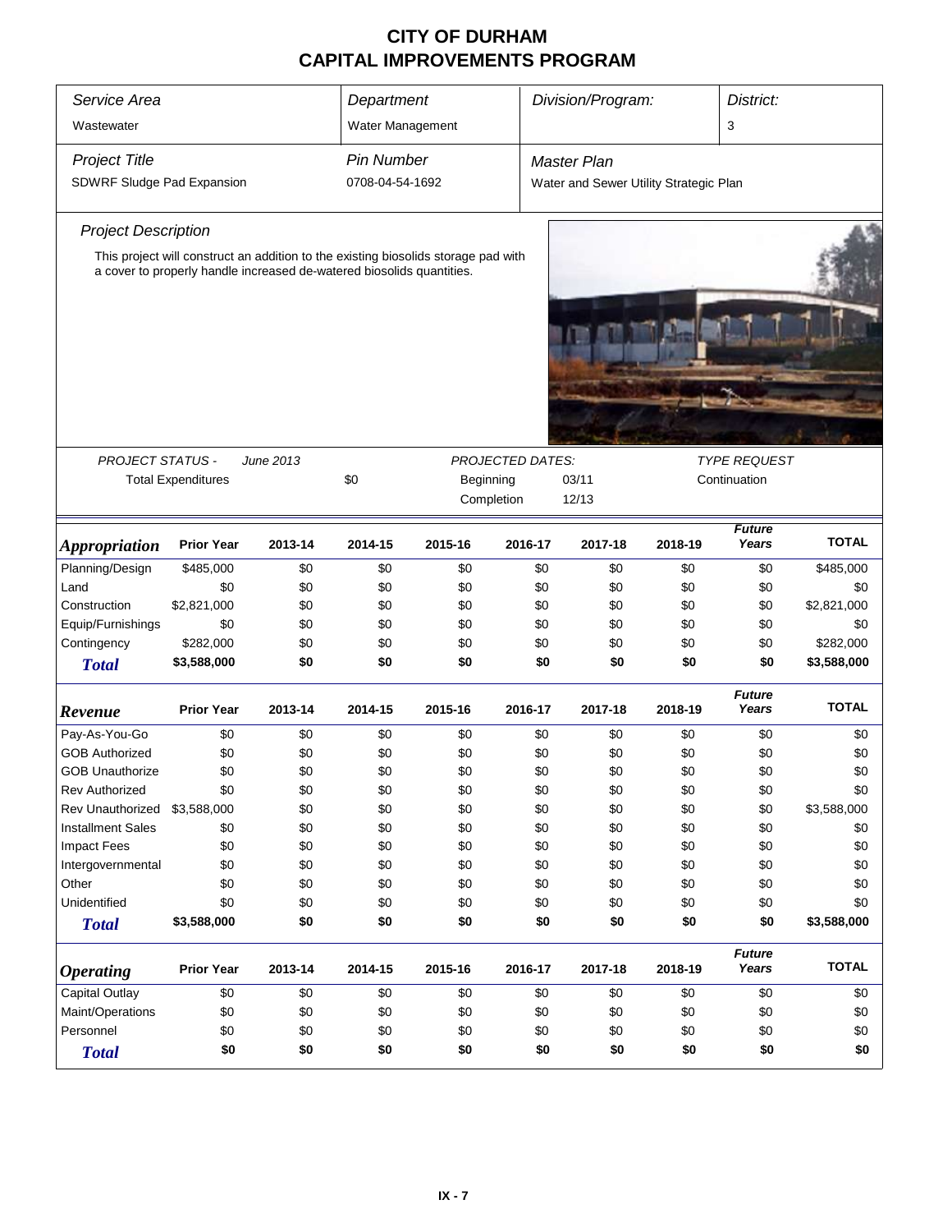# CITY OF DURHAM
# CAPITAL IMPROVEMENTS PROGRAM

| *Service Area* | *Department* | *Division/Program:* | *District:* |
|---|---|---|---|
| Wastewater | Water Management | | 3 |
| *Project Title* | *Pin Number* | *Master Plan* | |
| SDWRF Sludge Pad Expansion | 0708-04-54-1692 | Water and Sewer Utility Strategic Plan | |

*Project Description*

This project will construct an addition to the existing biosolids storage pad with a cover to properly handle increased de-watered biosolids quantities.

| *PROJECT STATUS -* | *June 2013* | *PROJECTED DATES:* | | *TYPE REQUEST* |
|---|---|---|---|---|
| Total Expenditures | $0 | Beginning | 03/11 | Continuation |
| | | Completion | 12/13 | |

| *Appropriation* | Prior Year | 2013-14 | 2014-15 | 2015-16 | 2016-17 | 2017-18 | 2018-19 | *Future Years* | TOTAL |
|---|---|---|---|---|---|---|---|---|---|
| Planning/Design | $485,000 | $0 | $0 | $0 | $0 | $0 | $0 | $0 | $485,000 |
| Land | $0 | $0 | $0 | $0 | $0 | $0 | $0 | $0 | $0 |
| Construction | $2,821,000 | $0 | $0 | $0 | $0 | $0 | $0 | $0 | $2,821,000 |
| Equip/Furnishings | $0 | $0 | $0 | $0 | $0 | $0 | $0 | $0 | $0 |
| Contingency | $282,000 | $0 | $0 | $0 | $0 | $0 | $0 | $0 | $282,000 |
| ***Total*** | **$3,588,000** | **$0** | **$0** | **$0** | **$0** | **$0** | **$0** | **$0** | **$3,588,000** |

| *Revenue* | Prior Year | 2013-14 | 2014-15 | 2015-16 | 2016-17 | 2017-18 | 2018-19 | *Future Years* | TOTAL |
|---|---|---|---|---|---|---|---|---|---|
| Pay-As-You-Go | $0 | $0 | $0 | $0 | $0 | $0 | $0 | $0 | $0 |
| GOB Authorized | $0 | $0 | $0 | $0 | $0 | $0 | $0 | $0 | $0 |
| GOB Unauthorize | $0 | $0 | $0 | $0 | $0 | $0 | $0 | $0 | $0 |
| Rev Authorized | $0 | $0 | $0 | $0 | $0 | $0 | $0 | $0 | $0 |
| Rev Unauthorized | $3,588,000 | $0 | $0 | $0 | $0 | $0 | $0 | $0 | $3,588,000 |
| Installment Sales | $0 | $0 | $0 | $0 | $0 | $0 | $0 | $0 | $0 |
| Impact Fees | $0 | $0 | $0 | $0 | $0 | $0 | $0 | $0 | $0 |
| Intergovernmental | $0 | $0 | $0 | $0 | $0 | $0 | $0 | $0 | $0 |
| Other | $0 | $0 | $0 | $0 | $0 | $0 | $0 | $0 | $0 |
| Unidentified | $0 | $0 | $0 | $0 | $0 | $0 | $0 | $0 | $0 |
| ***Total*** | **$3,588,000** | **$0** | **$0** | **$0** | **$0** | **$0** | **$0** | **$0** | **$3,588,000** |

| *Operating* | Prior Year | 2013-14 | 2014-15 | 2015-16 | 2016-17 | 2017-18 | 2018-19 | *Future Years* | TOTAL |
|---|---|---|---|---|---|---|---|---|---|
| Capital Outlay | $0 | $0 | $0 | $0 | $0 | $0 | $0 | $0 | $0 |
| Maint/Operations | $0 | $0 | $0 | $0 | $0 | $0 | $0 | $0 | $0 |
| Personnel | $0 | $0 | $0 | $0 | $0 | $0 | $0 | $0 | $0 |
| ***Total*** | **$0** | **$0** | **$0** | **$0** | **$0** | **$0** | **$0** | **$0** | **$0** |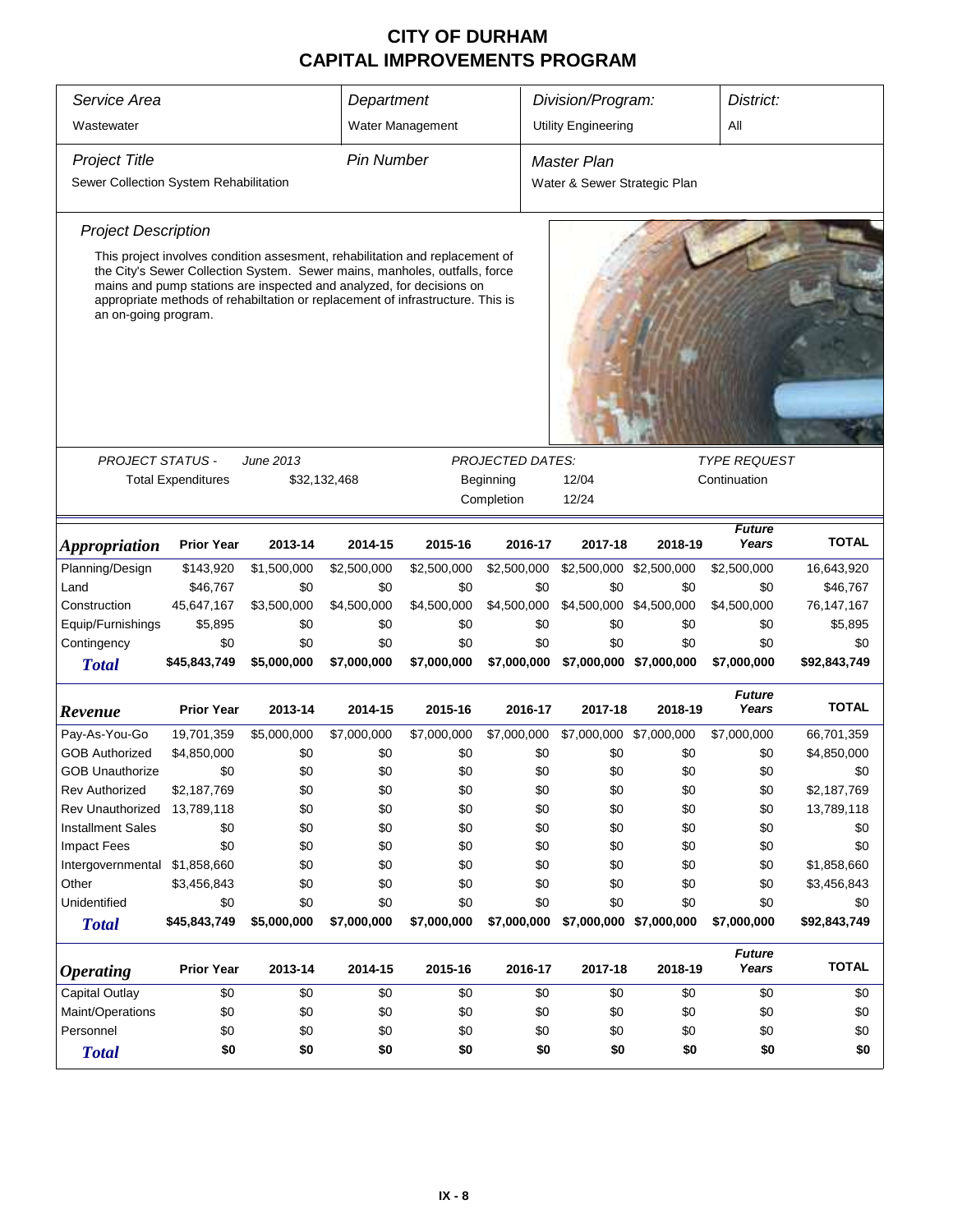# CITY OF DURHAM
# CAPITAL IMPROVEMENTS PROGRAM

| Service Area | Department | Division/Program: | District: |
|---|---|---|---|
| Wastewater | Water Management | Utility Engineering | All |

| Project Title | Pin Number | Master Plan |
|---|---|---|
| Sewer Collection System Rehabilitation | | Water & Sewer Strategic Plan |

### Project Description

This project involves condition assesment, rehabilitation and replacement of the City's Sewer Collection System. Sewer mains, manholes, outfalls, force mains and pump stations are inspected and analyzed, for decisions on appropriate methods of rehabiltation or replacement of infrastructure. This is an on-going program.

**PROJECT STATUS -** June 2013

Total Expenditures: $32,132,468

**PROJECTED DATES:**

Beginning: 12/04

Completion: 12/24

**TYPE REQUEST:** Continuation

| *Appropriation* | Prior Year | 2013-14 | 2014-15 | 2015-16 | 2016-17 | 2017-18 | 2018-19 | Future Years | TOTAL |
|---|---|---|---|---|---|---|---|---|---|
| Planning/Design | $143,920 | $1,500,000 | $2,500,000 | $2,500,000 | $2,500,000 | $2,500,000 | $2,500,000 | $2,500,000 | 16,643,920 |
| Land | $46,767 | $0 | $0 | $0 | $0 | $0 | $0 | $0 | $46,767 |
| Construction | 45,647,167 | $3,500,000 | $4,500,000 | $4,500,000 | $4,500,000 | $4,500,000 | $4,500,000 | $4,500,000 | 76,147,167 |
| Equip/Furnishings | $5,895 | $0 | $0 | $0 | $0 | $0 | $0 | $0 | $5,895 |
| Contingency | $0 | $0 | $0 | $0 | $0 | $0 | $0 | $0 | $0 |
| **Total** | **$45,843,749** | **$5,000,000** | **$7,000,000** | **$7,000,000** | **$7,000,000** | **$7,000,000** | **$7,000,000** | **$7,000,000** | **$92,843,749** |

| *Revenue* | Prior Year | 2013-14 | 2014-15 | 2015-16 | 2016-17 | 2017-18 | 2018-19 | Future Years | TOTAL |
|---|---|---|---|---|---|---|---|---|---|
| Pay-As-You-Go | 19,701,359 | $5,000,000 | $7,000,000 | $7,000,000 | $7,000,000 | $7,000,000 | $7,000,000 | $7,000,000 | 66,701,359 |
| GOB Authorized | $4,850,000 | $0 | $0 | $0 | $0 | $0 | $0 | $0 | $4,850,000 |
| GOB Unauthorize | $0 | $0 | $0 | $0 | $0 | $0 | $0 | $0 | $0 |
| Rev Authorized | $2,187,769 | $0 | $0 | $0 | $0 | $0 | $0 | $0 | $2,187,769 |
| Rev Unauthorized | 13,789,118 | $0 | $0 | $0 | $0 | $0 | $0 | $0 | 13,789,118 |
| Installment Sales | $0 | $0 | $0 | $0 | $0 | $0 | $0 | $0 | $0 |
| Impact Fees | $0 | $0 | $0 | $0 | $0 | $0 | $0 | $0 | $0 |
| Intergovernmental | $1,858,660 | $0 | $0 | $0 | $0 | $0 | $0 | $0 | $1,858,660 |
| Other | $3,456,843 | $0 | $0 | $0 | $0 | $0 | $0 | $0 | $3,456,843 |
| Unidentified | $0 | $0 | $0 | $0 | $0 | $0 | $0 | $0 | $0 |
| **Total** | **$45,843,749** | **$5,000,000** | **$7,000,000** | **$7,000,000** | **$7,000,000** | **$7,000,000** | **$7,000,000** | **$7,000,000** | **$92,843,749** |

| *Operating* | Prior Year | 2013-14 | 2014-15 | 2015-16 | 2016-17 | 2017-18 | 2018-19 | Future Years | TOTAL |
|---|---|---|---|---|---|---|---|---|---|
| Capital Outlay | $0 | $0 | $0 | $0 | $0 | $0 | $0 | $0 | $0 |
| Maint/Operations | $0 | $0 | $0 | $0 | $0 | $0 | $0 | $0 | $0 |
| Personnel | $0 | $0 | $0 | $0 | $0 | $0 | $0 | $0 | $0 |
| **Total** | **$0** | **$0** | **$0** | **$0** | **$0** | **$0** | **$0** | **$0** | **$0** |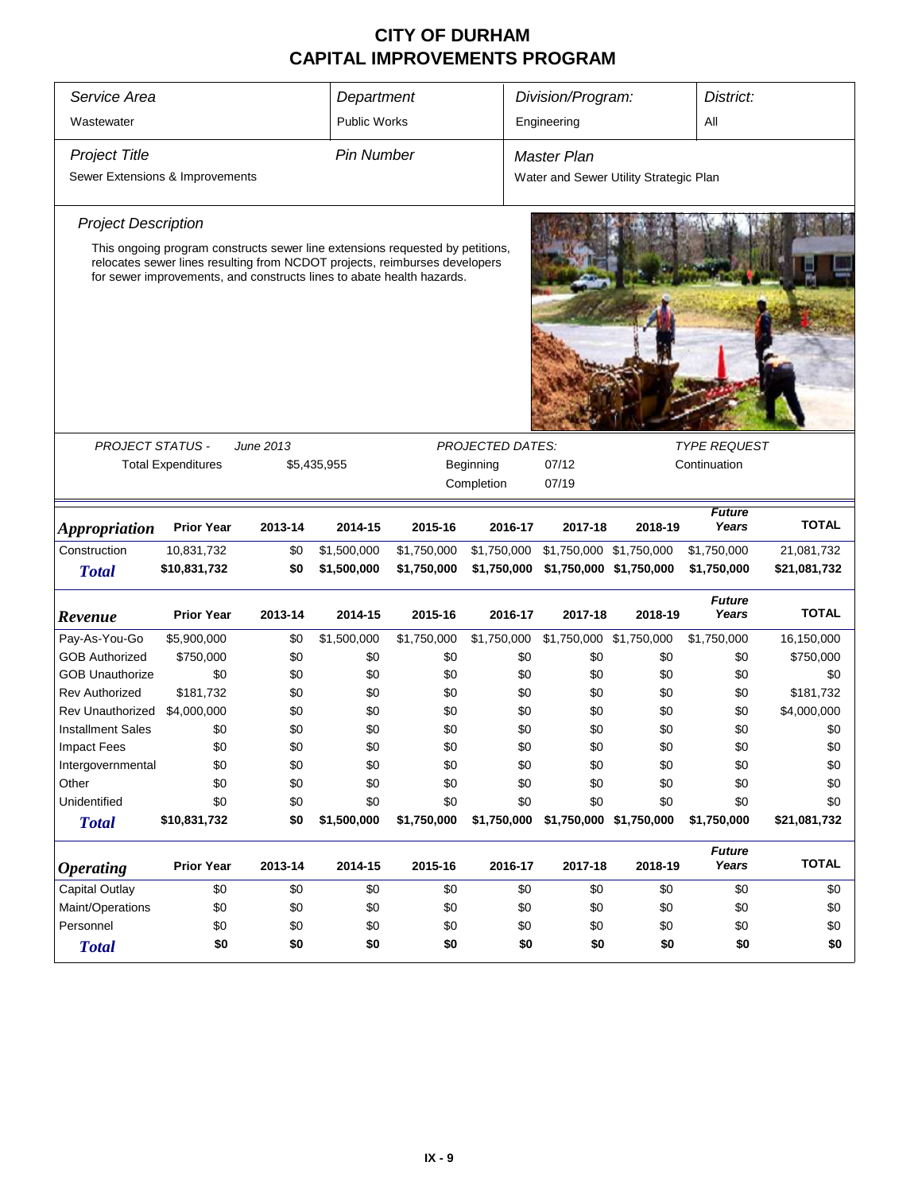# CITY OF DURHAM
# CAPITAL IMPROVEMENTS PROGRAM

| *Service Area* | *Department* | *Division/Program:* | *District:* |
|---|---|---|---|
| Wastewater | Public Works | Engineering | All |

| *Project Title* | *Pin Number* | *Master Plan* |
|---|---|---|
| Sewer Extensions & Improvements | | Water and Sewer Utility Strategic Plan |

*Project Description*

This ongoing program constructs sewer line extensions requested by petitions, relocates sewer lines resulting from NCDOT projects, reimburses developers for sewer improvements, and constructs lines to abate health hazards.

| *PROJECT STATUS -* | *June 2013* | *PROJECTED DATES:* | | *TYPE REQUEST* |
|---|---|---|---|---|
| Total Expenditures | $5,435,955 | Beginning | 07/12 | Continuation |
| | | Completion | 07/19 | |

| ***Appropriation*** | **Prior Year** | **2013-14** | **2014-15** | **2015-16** | **2016-17** | **2017-18** | **2018-19** | ***Future Years*** | **TOTAL** |
|---|---|---|---|---|---|---|---|---|---|
| Construction | 10,831,732 | $0 | $1,500,000 | $1,750,000 | $1,750,000 | $1,750,000 | $1,750,000 | $1,750,000 | 21,081,732 |
| ***Total*** | **$10,831,732** | **$0** | **$1,500,000** | **$1,750,000** | **$1,750,000** | **$1,750,000** | **$1,750,000** | **$1,750,000** | **$21,081,732** |

| ***Revenue*** | **Prior Year** | **2013-14** | **2014-15** | **2015-16** | **2016-17** | **2017-18** | **2018-19** | ***Future Years*** | **TOTAL** |
|---|---|---|---|---|---|---|---|---|---|
| Pay-As-You-Go | $5,900,000 | $0 | $1,500,000 | $1,750,000 | $1,750,000 | $1,750,000 | $1,750,000 | $1,750,000 | 16,150,000 |
| GOB Authorized | $750,000 | $0 | $0 | $0 | $0 | $0 | $0 | $0 | $750,000 |
| GOB Unauthorize | $0 | $0 | $0 | $0 | $0 | $0 | $0 | $0 | $0 |
| Rev Authorized | $181,732 | $0 | $0 | $0 | $0 | $0 | $0 | $0 | $181,732 |
| Rev Unauthorized | $4,000,000 | $0 | $0 | $0 | $0 | $0 | $0 | $0 | $4,000,000 |
| Installment Sales | $0 | $0 | $0 | $0 | $0 | $0 | $0 | $0 | $0 |
| Impact Fees | $0 | $0 | $0 | $0 | $0 | $0 | $0 | $0 | $0 |
| Intergovernmental | $0 | $0 | $0 | $0 | $0 | $0 | $0 | $0 | $0 |
| Other | $0 | $0 | $0 | $0 | $0 | $0 | $0 | $0 | $0 |
| Unidentified | $0 | $0 | $0 | $0 | $0 | $0 | $0 | $0 | $0 |
| ***Total*** | **$10,831,732** | **$0** | **$1,500,000** | **$1,750,000** | **$1,750,000** | **$1,750,000** | **$1,750,000** | **$1,750,000** | **$21,081,732** |

| ***Operating*** | **Prior Year** | **2013-14** | **2014-15** | **2015-16** | **2016-17** | **2017-18** | **2018-19** | ***Future Years*** | **TOTAL** |
|---|---|---|---|---|---|---|---|---|---|
| Capital Outlay | $0 | $0 | $0 | $0 | $0 | $0 | $0 | $0 | $0 |
| Maint/Operations | $0 | $0 | $0 | $0 | $0 | $0 | $0 | $0 | $0 |
| Personnel | $0 | $0 | $0 | $0 | $0 | $0 | $0 | $0 | $0 |
| ***Total*** | **$0** | **$0** | **$0** | **$0** | **$0** | **$0** | **$0** | **$0** | **$0** |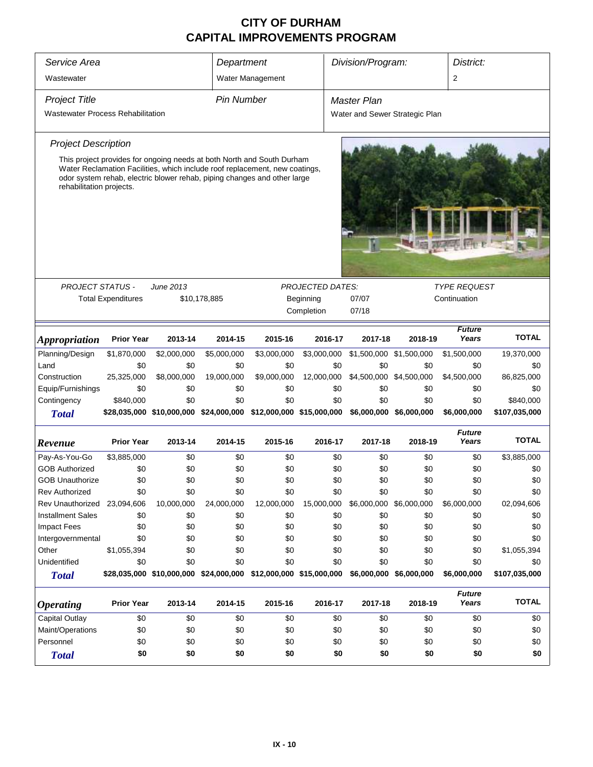# CITY OF DURHAM
## CAPITAL IMPROVEMENTS PROGRAM

| *Service Area* | *Department* | *Division/Program:* | *District:* |
|---|---|---|---|
| Wastewater | Water Management | | 2 |

| *Project Title* | *Pin Number* | *Master Plan* |
|---|---|---|
| Wastewater Process Rehabilitation | | Water and Sewer Strategic Plan |

*Project Description*

This project provides for ongoing needs at both North and South Durham Water Reclamation Facilities, which include roof replacement, new coatings, odor system rehab, electric blower rehab, piping changes and other large rehabilitation projects.

| *PROJECT STATUS -* | *June 2013* | *PROJECTED DATES:* | | *TYPE REQUEST* |
|---|---|---|---|---|
| Total Expenditures | $10,178,885 | Beginning | 07/07 | Continuation |
| | | Completion | 07/18 | |

| *Appropriation* | Prior Year | 2013-14 | 2014-15 | 2015-16 | 2016-17 | 2017-18 | 2018-19 | *Future Years* | TOTAL |
|---|---|---|---|---|---|---|---|---|---|
| Planning/Design | $1,870,000 | $2,000,000 | $5,000,000 | $3,000,000 | $3,000,000 | $1,500,000 | $1,500,000 | $1,500,000 | 19,370,000 |
| Land | $0 | $0 | $0 | $0 | $0 | $0 | $0 | $0 | $0 |
| Construction | 25,325,000 | $8,000,000 | 19,000,000 | $9,000,000 | 12,000,000 | $4,500,000 | $4,500,000 | $4,500,000 | 86,825,000 |
| Equip/Furnishings | $0 | $0 | $0 | $0 | $0 | $0 | $0 | $0 | $0 |
| Contingency | $840,000 | $0 | $0 | $0 | $0 | $0 | $0 | $0 | $840,000 |
| ***Total*** | **$28,035,000** | **$10,000,000** | **$24,000,000** | **$12,000,000** | **$15,000,000** | **$6,000,000** | **$6,000,000** | **$6,000,000** | **$107,035,000** |

| *Revenue* | Prior Year | 2013-14 | 2014-15 | 2015-16 | 2016-17 | 2017-18 | 2018-19 | *Future Years* | TOTAL |
|---|---|---|---|---|---|---|---|---|---|
| Pay-As-You-Go | $3,885,000 | $0 | $0 | $0 | $0 | $0 | $0 | $0 | $3,885,000 |
| GOB Authorized | $0 | $0 | $0 | $0 | $0 | $0 | $0 | $0 | $0 |
| GOB Unauthorize | $0 | $0 | $0 | $0 | $0 | $0 | $0 | $0 | $0 |
| Rev Authorized | $0 | $0 | $0 | $0 | $0 | $0 | $0 | $0 | $0 |
| Rev Unauthorized | 23,094,606 | 10,000,000 | 24,000,000 | 12,000,000 | 15,000,000 | $6,000,000 | $6,000,000 | $6,000,000 | 02,094,606 |
| Installment Sales | $0 | $0 | $0 | $0 | $0 | $0 | $0 | $0 | $0 |
| Impact Fees | $0 | $0 | $0 | $0 | $0 | $0 | $0 | $0 | $0 |
| Intergovernmental | $0 | $0 | $0 | $0 | $0 | $0 | $0 | $0 | $0 |
| Other | $1,055,394 | $0 | $0 | $0 | $0 | $0 | $0 | $0 | $1,055,394 |
| Unidentified | $0 | $0 | $0 | $0 | $0 | $0 | $0 | $0 | $0 |
| ***Total*** | **$28,035,000** | **$10,000,000** | **$24,000,000** | **$12,000,000** | **$15,000,000** | **$6,000,000** | **$6,000,000** | **$6,000,000** | **$107,035,000** |

| *Operating* | Prior Year | 2013-14 | 2014-15 | 2015-16 | 2016-17 | 2017-18 | 2018-19 | *Future Years* | TOTAL |
|---|---|---|---|---|---|---|---|---|---|
| Capital Outlay | $0 | $0 | $0 | $0 | $0 | $0 | $0 | $0 | $0 |
| Maint/Operations | $0 | $0 | $0 | $0 | $0 | $0 | $0 | $0 | $0 |
| Personnel | $0 | $0 | $0 | $0 | $0 | $0 | $0 | $0 | $0 |
| ***Total*** | **$0** | **$0** | **$0** | **$0** | **$0** | **$0** | **$0** | **$0** | **$0** |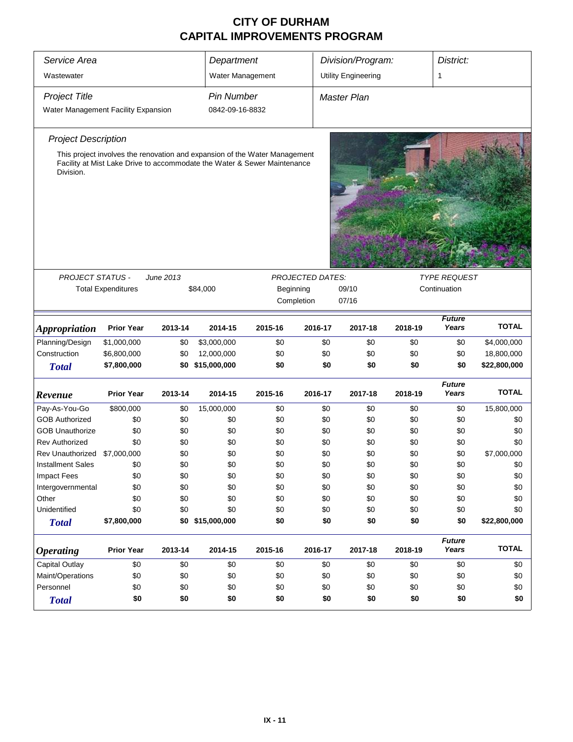# CITY OF DURHAM
# CAPITAL IMPROVEMENTS PROGRAM

| *Service Area* | *Department* | *Division/Program:* | *District:* |
|---|---|---|---|
| Wastewater | Water Management | Utility Engineering | 1 |

| *Project Title* | *Pin Number* | *Master Plan* |
|---|---|---|
| Water Management Facility Expansion | 0842-09-16-8832 | |

*Project Description*

This project involves the renovation and expansion of the Water Management Facility at Mist Lake Drive to accommodate the Water & Sewer Maintenance Division.

| *PROJECT STATUS -* | *June 2013* | *PROJECTED DATES:* | | *TYPE REQUEST* |
|---|---|---|---|---|
| Total Expenditures | $84,000 | Beginning | 09/10 | Continuation |
| | | Completion | 07/16 | |

| *Appropriation* | Prior Year | 2013-14 | 2014-15 | 2015-16 | 2016-17 | 2017-18 | 2018-19 | *Future Years* | TOTAL |
|---|---|---|---|---|---|---|---|---|---|
| Planning/Design | $1,000,000 | $0 | $3,000,000 | $0 | $0 | $0 | $0 | $0 | $4,000,000 |
| Construction | $6,800,000 | $0 | 12,000,000 | $0 | $0 | $0 | $0 | $0 | 18,800,000 |
| ***Total*** | **$7,800,000** | **$0** | **$15,000,000** | **$0** | **$0** | **$0** | **$0** | **$0** | **$22,800,000** |

| *Revenue* | Prior Year | 2013-14 | 2014-15 | 2015-16 | 2016-17 | 2017-18 | 2018-19 | *Future Years* | TOTAL |
|---|---|---|---|---|---|---|---|---|---|
| Pay-As-You-Go | $800,000 | $0 | 15,000,000 | $0 | $0 | $0 | $0 | $0 | 15,800,000 |
| GOB Authorized | $0 | $0 | $0 | $0 | $0 | $0 | $0 | $0 | $0 |
| GOB Unauthorize | $0 | $0 | $0 | $0 | $0 | $0 | $0 | $0 | $0 |
| Rev Authorized | $0 | $0 | $0 | $0 | $0 | $0 | $0 | $0 | $0 |
| Rev Unauthorized | $7,000,000 | $0 | $0 | $0 | $0 | $0 | $0 | $0 | $7,000,000 |
| Installment Sales | $0 | $0 | $0 | $0 | $0 | $0 | $0 | $0 | $0 |
| Impact Fees | $0 | $0 | $0 | $0 | $0 | $0 | $0 | $0 | $0 |
| Intergovernmental | $0 | $0 | $0 | $0 | $0 | $0 | $0 | $0 | $0 |
| Other | $0 | $0 | $0 | $0 | $0 | $0 | $0 | $0 | $0 |
| Unidentified | $0 | $0 | $0 | $0 | $0 | $0 | $0 | $0 | $0 |
| ***Total*** | **$7,800,000** | **$0** | **$15,000,000** | **$0** | **$0** | **$0** | **$0** | **$0** | **$22,800,000** |

| *Operating* | Prior Year | 2013-14 | 2014-15 | 2015-16 | 2016-17 | 2017-18 | 2018-19 | *Future Years* | TOTAL |
|---|---|---|---|---|---|---|---|---|---|
| Capital Outlay | $0 | $0 | $0 | $0 | $0 | $0 | $0 | $0 | $0 |
| Maint/Operations | $0 | $0 | $0 | $0 | $0 | $0 | $0 | $0 | $0 |
| Personnel | $0 | $0 | $0 | $0 | $0 | $0 | $0 | $0 | $0 |
| ***Total*** | **$0** | **$0** | **$0** | **$0** | **$0** | **$0** | **$0** | **$0** | **$0** |